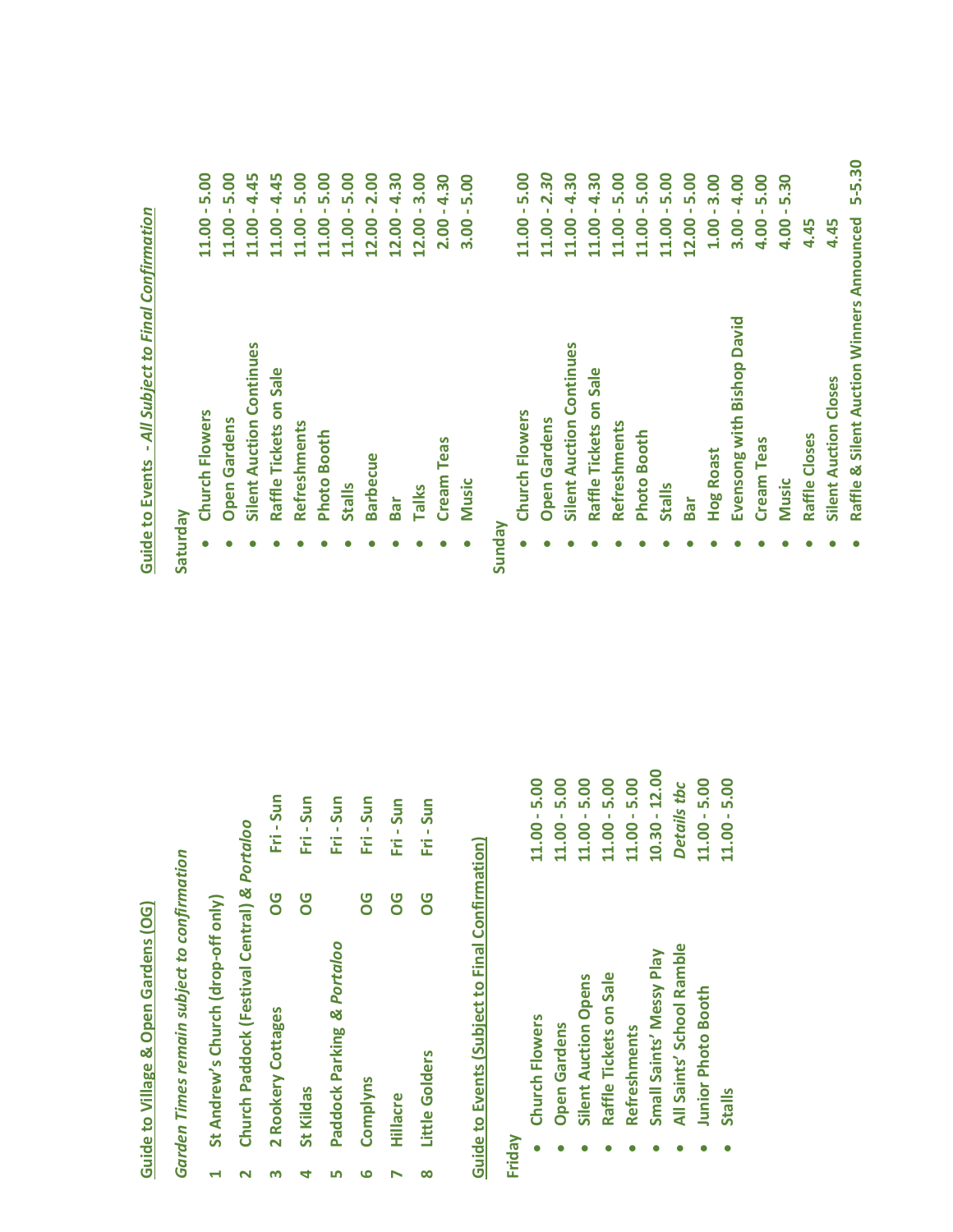## Guide to Village & Open Gardens (OG)

*Garden Times remain subject to confirmation*

| | | | |
|---|---|---|---|
| 1 | St Andrew's Church (drop-off only) | | |
| 2 | Church Paddock (Festival Central) & *Portaloo* | | |
| 3 | 2 Rookery Cottages | OG | Fri - Sun |
| 4 | St Kildas | OG | Fri - Sun |
| 5 | Paddock Parking & *Portaloo* | | Fri - Sun |
| 6 | Complyns | OG | Fri - Sun |
| 7 | Hillacre | OG | Fri - Sun |
| 8 | Little Golders | OG | Fri - Sun |

## Guide to Events (Subject to Final Confirmation)

**Friday**

| | |
|---|---|
| Church Flowers | 11.00 - 5.00 |
| Open Gardens | 11.00 - 5.00 |
| Silent Auction Opens | 11.00 - 5.00 |
| Raffle Tickets on Sale | 11.00 - 5.00 |
| Refreshments | 11.00 - 5.00 |
| Small Saints' Messy Play | 10.30 - 12.00 |
| All Saints' School Ramble | *Details tbc* |
| Junior Photo Booth | 11.00 - 5.00 |
| Stalls | 11.00 - 5.00 |

## Guide to Events - *All Subject to Final Confirmation*

**Saturday**

| | |
|---|---|
| Church Flowers | 11.00 - 5.00 |
| Open Gardens | 11.00 - 5.00 |
| Silent Auction Continues | 11.00 - 4.45 |
| Raffle Tickets on Sale | 11.00 - 4.45 |
| Refreshments | 11.00 - 5.00 |
| Photo Booth | 11.00 - 5.00 |
| Stalls | 11.00 - 5.00 |
| Barbecue | 12.00 - 2.00 |
| Bar | 12.00 - 4.30 |
| Talks | 12.00 - 3.00 |
| Cream Teas | 2.00 - 4.30 |
| Music | 3.00 - 5.00 |

**Sunday**

| | |
|---|---|
| Church Flowers | 11.00 - 5.00 |
| Open Gardens | 11.00 - 2.30 |
| Silent Auction Continues | 11.00 - 4.30 |
| Raffle Tickets on Sale | 11.00 - 4.30 |
| Refreshments | 11.00 - 5.00 |
| Photo Booth | 11.00 - 5.00 |
| Stalls | 11.00 - 5.00 |
| Bar | 12.00 - 5.00 |
| Hog Roast | 1.00 - 3.00 |
| Evensong with Bishop David | 3.00 - 4.00 |
| Cream Teas | 4.00 - 5.00 |
| Music | 4.00 - 5.30 |
| Raffle Closes | 4.45 |
| Silent Auction Closes | 4.45 |
| Raffle & Silent Auction Winners Announced | 5-5.30 |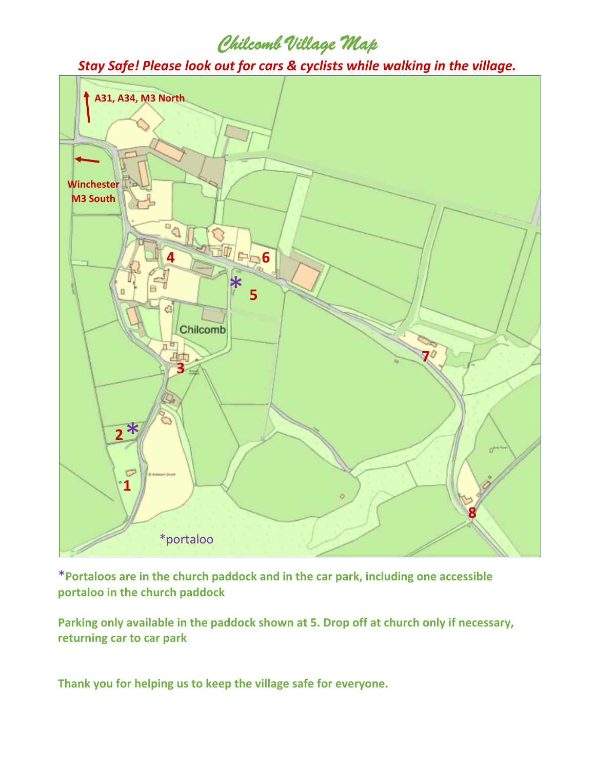# Chilcomb Village Map

***Stay Safe! Please look out for cars & cyclists while walking in the village.***

A31, A34, M3 North

Winchester
M3 South

Chilcomb

1
2
3
4
5
6
7
8

*portaloo

***Portaloos are in the church paddock and in the car park, including one accessible portaloo in the church paddock**

**Parking only available in the paddock shown at 5. Drop off at church only if necessary, returning car to car park**

**Thank you for helping us to keep the village safe for everyone.**